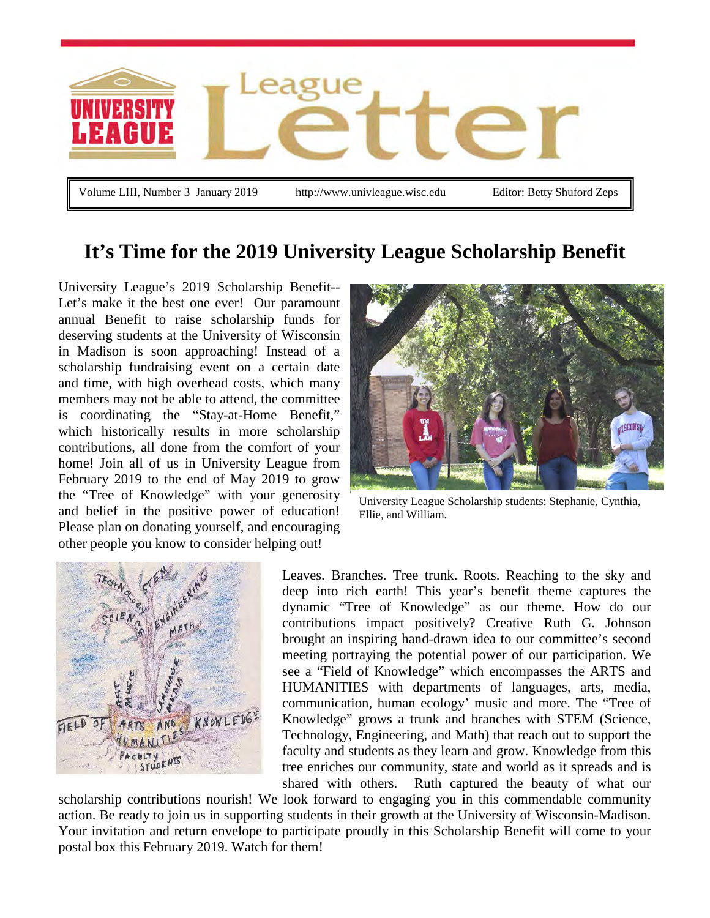# League Letter

Volume LIII, Number 3 January 2019 | http://www.univleague.wisc.edu | Editor: Betty Shuford Zeps

## It's Time for the 2019 University League Scholarship Benefit

University League's 2019 Scholarship Benefit--Let's make it the best one ever! Our paramount annual Benefit to raise scholarship funds for deserving students at the University of Wisconsin in Madison is soon approaching! Instead of a scholarship fundraising event on a certain date and time, with high overhead costs, which many members may not be able to attend, the committee is coordinating the "Stay-at-Home Benefit," which historically results in more scholarship contributions, all done from the comfort of your home! Join all of us in University League from February 2019 to the end of May 2019 to grow the "Tree of Knowledge" with your generosity and belief in the positive power of education! Please plan on donating yourself, and encouraging other people you know to consider helping out!

University League Scholarship students: Stephanie, Cynthia, Ellie, and William.

Leaves. Branches. Tree trunk. Roots. Reaching to the sky and deep into rich earth! This year's benefit theme captures the dynamic "Tree of Knowledge" as our theme. How do our contributions impact positively? Creative Ruth G. Johnson brought an inspiring hand-drawn idea to our committee's second meeting portraying the potential power of our participation. We see a "Field of Knowledge" which encompasses the ARTS and HUMANITIES with departments of languages, arts, media, communication, human ecology' music and more. The "Tree of Knowledge" grows a trunk and branches with STEM (Science, Technology, Engineering, and Math) that reach out to support the faculty and students as they learn and grow. Knowledge from this tree enriches our community, state and world as it spreads and is shared with others. Ruth captured the beauty of what our scholarship contributions nourish! We look forward to engaging you in this commendable community action. Be ready to join us in supporting students in their growth at the University of Wisconsin-Madison. Your invitation and return envelope to participate proudly in this Scholarship Benefit will come to your postal box this February 2019. Watch for them!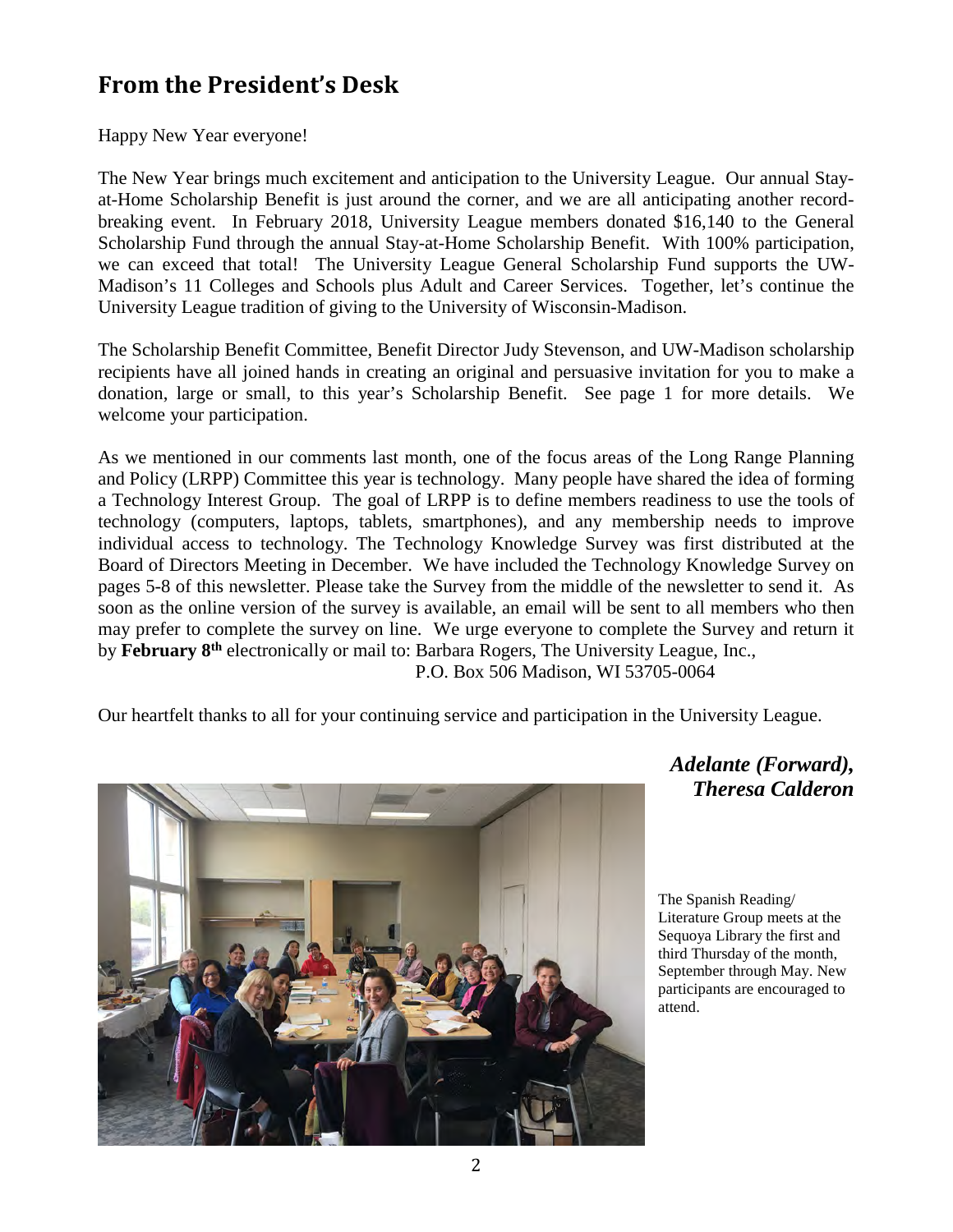## From the President's Desk

Happy New Year everyone!

The New Year brings much excitement and anticipation to the University League. Our annual Stay-at-Home Scholarship Benefit is just around the corner, and we are all anticipating another record-breaking event. In February 2018, University League members donated $16,140 to the General Scholarship Fund through the annual Stay-at-Home Scholarship Benefit. With 100% participation, we can exceed that total! The University League General Scholarship Fund supports the UW-Madison's 11 Colleges and Schools plus Adult and Career Services. Together, let's continue the University League tradition of giving to the University of Wisconsin-Madison.

The Scholarship Benefit Committee, Benefit Director Judy Stevenson, and UW-Madison scholarship recipients have all joined hands in creating an original and persuasive invitation for you to make a donation, large or small, to this year's Scholarship Benefit. See page 1 for more details. We welcome your participation.

As we mentioned in our comments last month, one of the focus areas of the Long Range Planning and Policy (LRPP) Committee this year is technology. Many people have shared the idea of forming a Technology Interest Group. The goal of LRPP is to define members readiness to use the tools of technology (computers, laptops, tablets, smartphones), and any membership needs to improve individual access to technology. The Technology Knowledge Survey was first distributed at the Board of Directors Meeting in December. We have included the Technology Knowledge Survey on pages 5-8 of this newsletter. Please take the Survey from the middle of the newsletter to send it. As soon as the online version of the survey is available, an email will be sent to all members who then may prefer to complete the survey on line. We urge everyone to complete the Survey and return it by **February 8th** electronically or mail to: Barbara Rogers, The University League, Inc., P.O. Box 506 Madison, WI 53705-0064

Our heartfelt thanks to all for your continuing service and participation in the University League.

***Adelante (Forward),***
***Theresa Calderon***

The Spanish Reading/ Literature Group meets at the Sequoya Library the first and third Thursday of the month, September through May. New participants are encouraged to attend.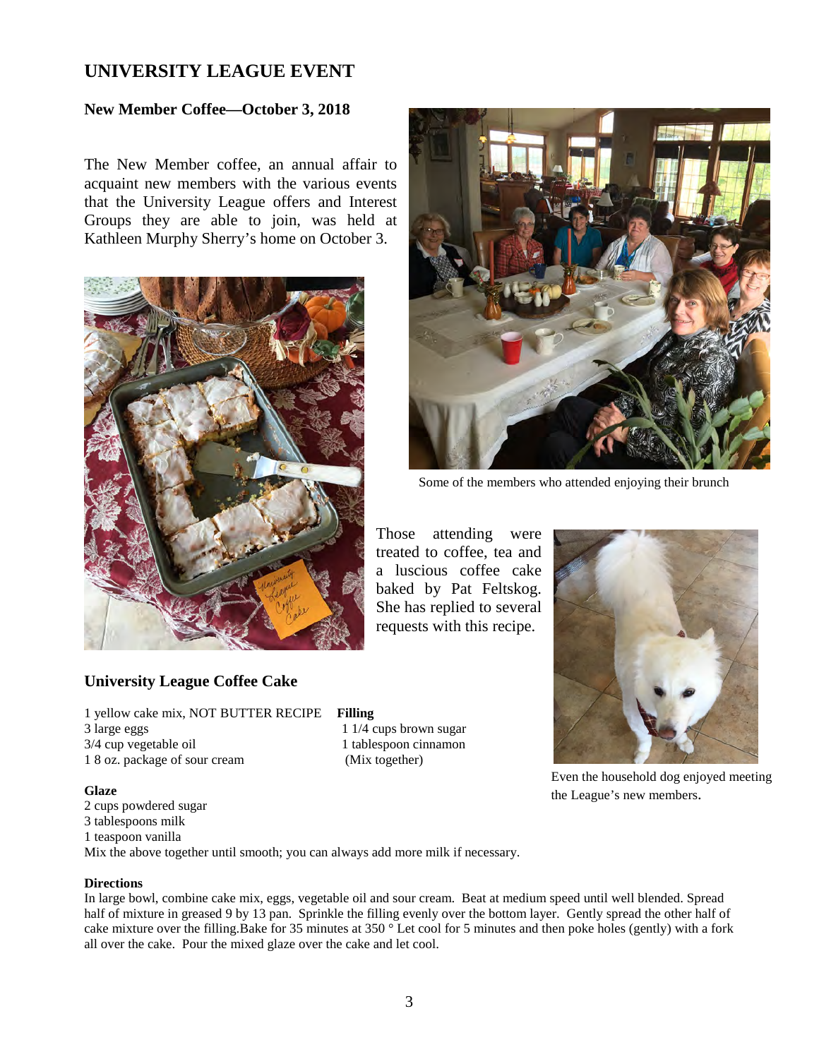## UNIVERSITY LEAGUE EVENT

### New Member Coffee—October 3, 2018

The New Member coffee, an annual affair to acquaint new members with the various events that the University League offers and Interest Groups they are able to join, was held at Kathleen Murphy Sherry's home on October 3.

Some of the members who attended enjoying their brunch

Those attending were treated to coffee, tea and a luscious coffee cake baked by Pat Feltskog. She has replied to several requests with this recipe.

Even the household dog enjoyed meeting the League's new members.

### University League Coffee Cake

1 yellow cake mix, NOT BUTTER RECIPE
3 large eggs
3/4 cup vegetable oil
1 8 oz. package of sour cream

**Filling**
1 1/4 cups brown sugar
1 tablespoon cinnamon
(Mix together)

**Glaze**
2 cups powdered sugar
3 tablespoons milk
1 teaspoon vanilla
Mix the above together until smooth; you can always add more milk if necessary.

**Directions**
In large bowl, combine cake mix, eggs, vegetable oil and sour cream. Beat at medium speed until well blended. Spread half of mixture in greased 9 by 13 pan. Sprinkle the filling evenly over the bottom layer. Gently spread the other half of cake mixture over the filling.Bake for 35 minutes at 350 ° Let cool for 5 minutes and then poke holes (gently) with a fork all over the cake. Pour the mixed glaze over the cake and let cool.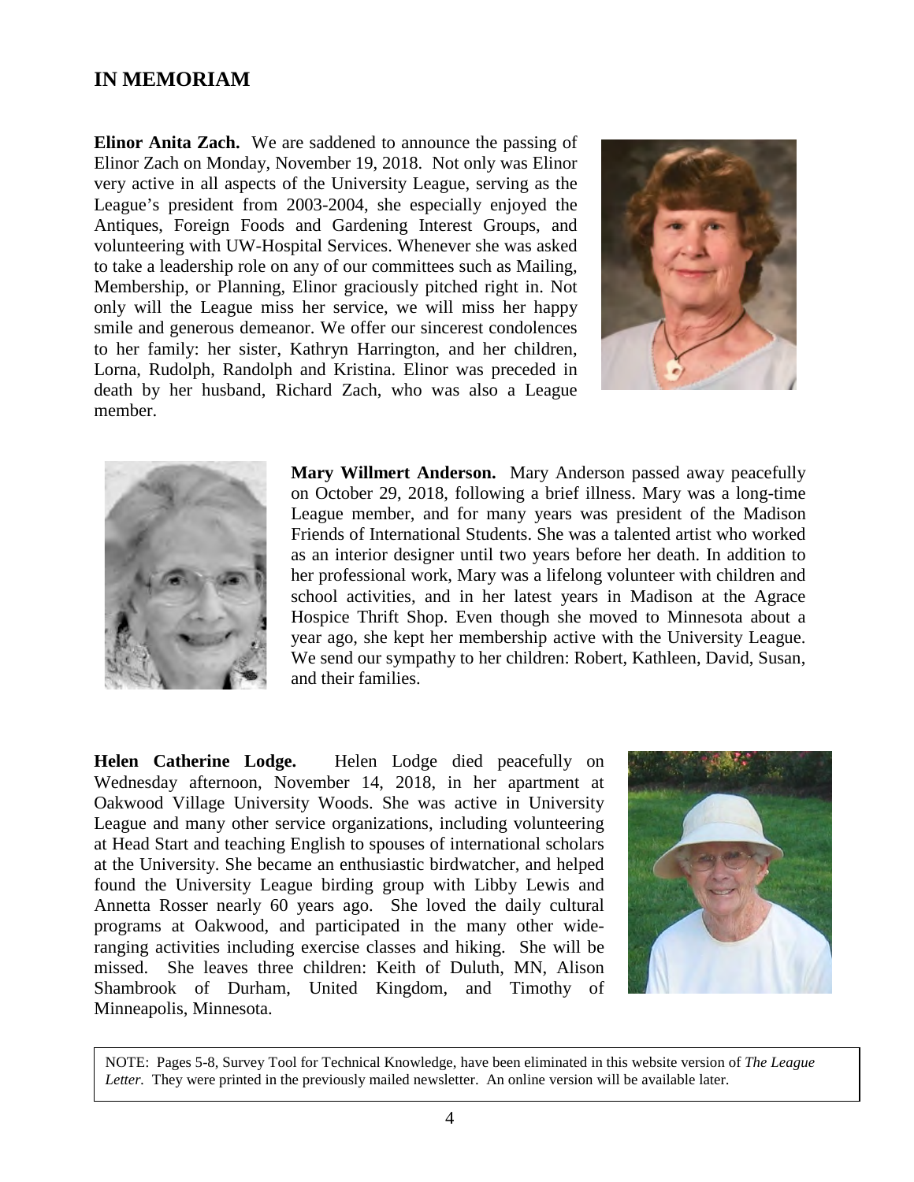## IN MEMORIAM

**Elinor Anita Zach.** We are saddened to announce the passing of Elinor Zach on Monday, November 19, 2018. Not only was Elinor very active in all aspects of the University League, serving as the League's president from 2003-2004, she especially enjoyed the Antiques, Foreign Foods and Gardening Interest Groups, and volunteering with UW-Hospital Services. Whenever she was asked to take a leadership role on any of our committees such as Mailing, Membership, or Planning, Elinor graciously pitched right in. Not only will the League miss her service, we will miss her happy smile and generous demeanor. We offer our sincerest condolences to her family: her sister, Kathryn Harrington, and her children, Lorna, Rudolph, Randolph and Kristina. Elinor was preceded in death by her husband, Richard Zach, who was also a League member.

**Mary Willmert Anderson.** Mary Anderson passed away peacefully on October 29, 2018, following a brief illness. Mary was a long-time League member, and for many years was president of the Madison Friends of International Students. She was a talented artist who worked as an interior designer until two years before her death. In addition to her professional work, Mary was a lifelong volunteer with children and school activities, and in her latest years in Madison at the Agrace Hospice Thrift Shop. Even though she moved to Minnesota about a year ago, she kept her membership active with the University League. We send our sympathy to her children: Robert, Kathleen, David, Susan, and their families.

**Helen Catherine Lodge.** Helen Lodge died peacefully on Wednesday afternoon, November 14, 2018, in her apartment at Oakwood Village University Woods. She was active in University League and many other service organizations, including volunteering at Head Start and teaching English to spouses of international scholars at the University. She became an enthusiastic birdwatcher, and helped found the University League birding group with Libby Lewis and Annetta Rosser nearly 60 years ago. She loved the daily cultural programs at Oakwood, and participated in the many other wide-ranging activities including exercise classes and hiking. She will be missed. She leaves three children: Keith of Duluth, MN, Alison Shambrook of Durham, United Kingdom, and Timothy of Minneapolis, Minnesota.

NOTE: Pages 5-8, Survey Tool for Technical Knowledge, have been eliminated in this website version of *The League Letter*. They were printed in the previously mailed newsletter. An online version will be available later.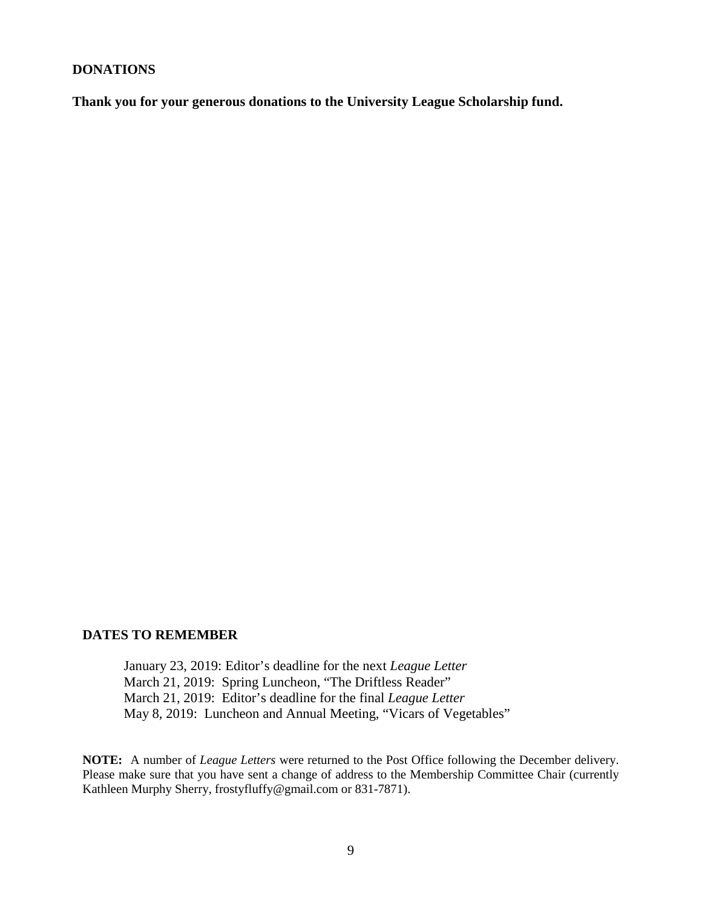## DONATIONS

**Thank you for your generous donations to the University League Scholarship fund.**

## DATES TO REMEMBER

January 23, 2019: Editor's deadline for the next *League Letter*
March 21, 2019: Spring Luncheon, "The Driftless Reader"
March 21, 2019: Editor's deadline for the final *League Letter*
May 8, 2019: Luncheon and Annual Meeting, "Vicars of Vegetables"

**NOTE:** A number of *League Letters* were returned to the Post Office following the December delivery. Please make sure that you have sent a change of address to the Membership Committee Chair (currently Kathleen Murphy Sherry, frostyfluffy@gmail.com or 831-7871).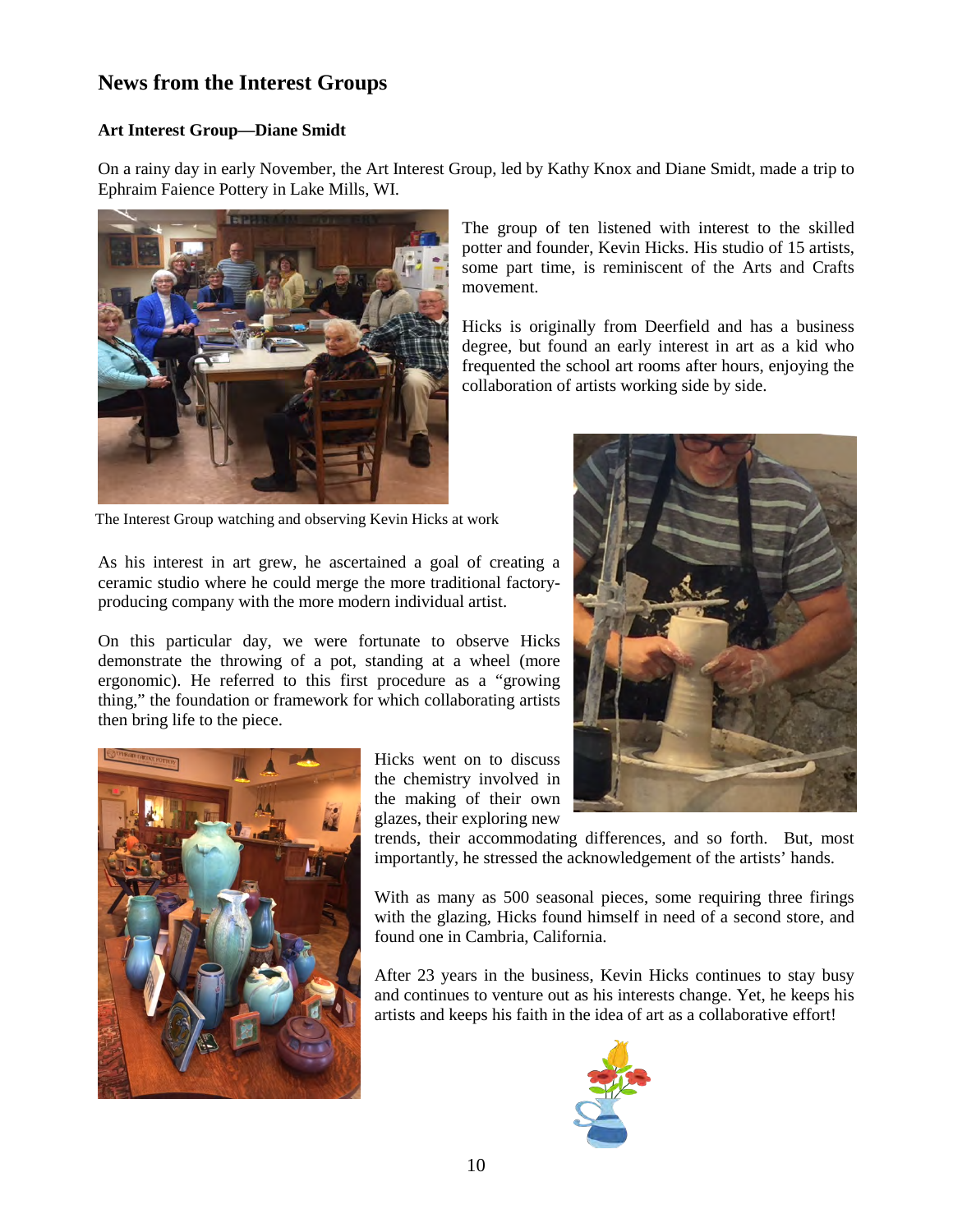## News from the Interest Groups

### Art Interest Group—Diane Smidt

On a rainy day in early November, the Art Interest Group, led by Kathy Knox and Diane Smidt, made a trip to Ephraim Faience Pottery in Lake Mills, WI.

The group of ten listened with interest to the skilled potter and founder, Kevin Hicks. His studio of 15 artists, some part time, is reminiscent of the Arts and Crafts movement.

Hicks is originally from Deerfield and has a business degree, but found an early interest in art as a kid who frequented the school art rooms after hours, enjoying the collaboration of artists working side by side.

The Interest Group watching and observing Kevin Hicks at work

As his interest in art grew, he ascertained a goal of creating a ceramic studio where he could merge the more traditional factory-producing company with the more modern individual artist.

On this particular day, we were fortunate to observe Hicks demonstrate the throwing of a pot, standing at a wheel (more ergonomic). He referred to this first procedure as a "growing thing," the foundation or framework for which collaborating artists then bring life to the piece.

Hicks went on to discuss the chemistry involved in the making of their own glazes, their exploring new trends, their accommodating differences, and so forth. But, most importantly, he stressed the acknowledgement of the artists' hands.

With as many as 500 seasonal pieces, some requiring three firings with the glazing, Hicks found himself in need of a second store, and found one in Cambria, California.

After 23 years in the business, Kevin Hicks continues to stay busy and continues to venture out as his interests change. Yet, he keeps his artists and keeps his faith in the idea of art as a collaborative effort!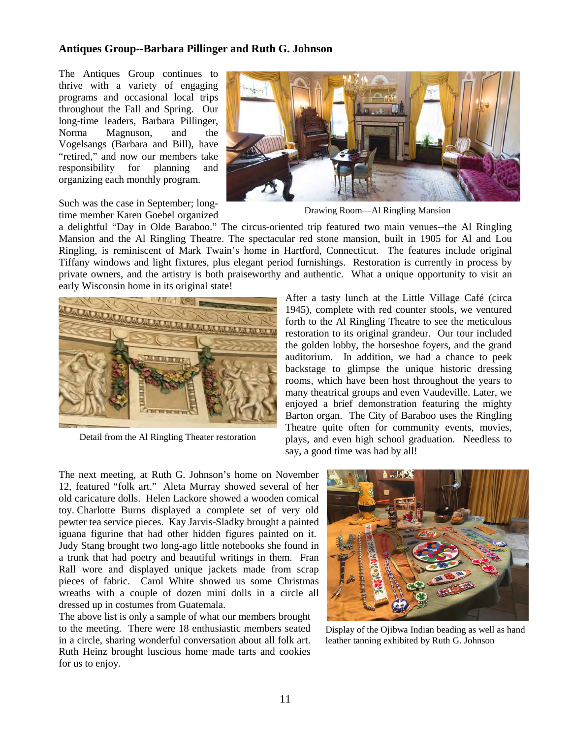### Antiques Group--Barbara Pillinger and Ruth G. Johnson

The Antiques Group continues to thrive with a variety of engaging programs and occasional local trips throughout the Fall and Spring. Our long-time leaders, Barbara Pillinger, Norma Magnuson, and the Vogelsangs (Barbara and Bill), have "retired," and now our members take responsibility for planning and organizing each monthly program.

Drawing Room—Al Ringling Mansion

Such was the case in September; long-time member Karen Goebel organized a delightful "Day in Olde Baraboo." The circus-oriented trip featured two main venues--the Al Ringling Mansion and the Al Ringling Theatre. The spectacular red stone mansion, built in 1905 for Al and Lou Ringling, is reminiscent of Mark Twain's home in Hartford, Connecticut. The features include original Tiffany windows and light fixtures, plus elegant period furnishings. Restoration is currently in process by private owners, and the artistry is both praiseworthy and authentic. What a unique opportunity to visit an early Wisconsin home in its original state!

Detail from the Al Ringling Theater restoration

After a tasty lunch at the Little Village Café (circa 1945), complete with red counter stools, we ventured forth to the Al Ringling Theatre to see the meticulous restoration to its original grandeur. Our tour included the golden lobby, the horseshoe foyers, and the grand auditorium. In addition, we had a chance to peek backstage to glimpse the unique historic dressing rooms, which have been host throughout the years to many theatrical groups and even Vaudeville. Later, we enjoyed a brief demonstration featuring the mighty Barton organ. The City of Baraboo uses the Ringling Theatre quite often for community events, movies, plays, and even high school graduation. Needless to say, a good time was had by all!

The next meeting, at Ruth G. Johnson's home on November 12, featured "folk art." Aleta Murray showed several of her old caricature dolls. Helen Lackore showed a wooden comical toy. Charlotte Burns displayed a complete set of very old pewter tea service pieces. Kay Jarvis-Sladky brought a painted iguana figurine that had other hidden figures painted on it. Judy Stang brought two long-ago little notebooks she found in a trunk that had poetry and beautiful writings in them. Fran Rall wore and displayed unique jackets made from scrap pieces of fabric. Carol White showed us some Christmas wreaths with a couple of dozen mini dolls in a circle all dressed up in costumes from Guatemala.

The above list is only a sample of what our members brought to the meeting. There were 18 enthusiastic members seated in a circle, sharing wonderful conversation about all folk art. Ruth Heinz brought luscious home made tarts and cookies for us to enjoy.

Display of the Ojibwa Indian beading as well as hand leather tanning exhibited by Ruth G. Johnson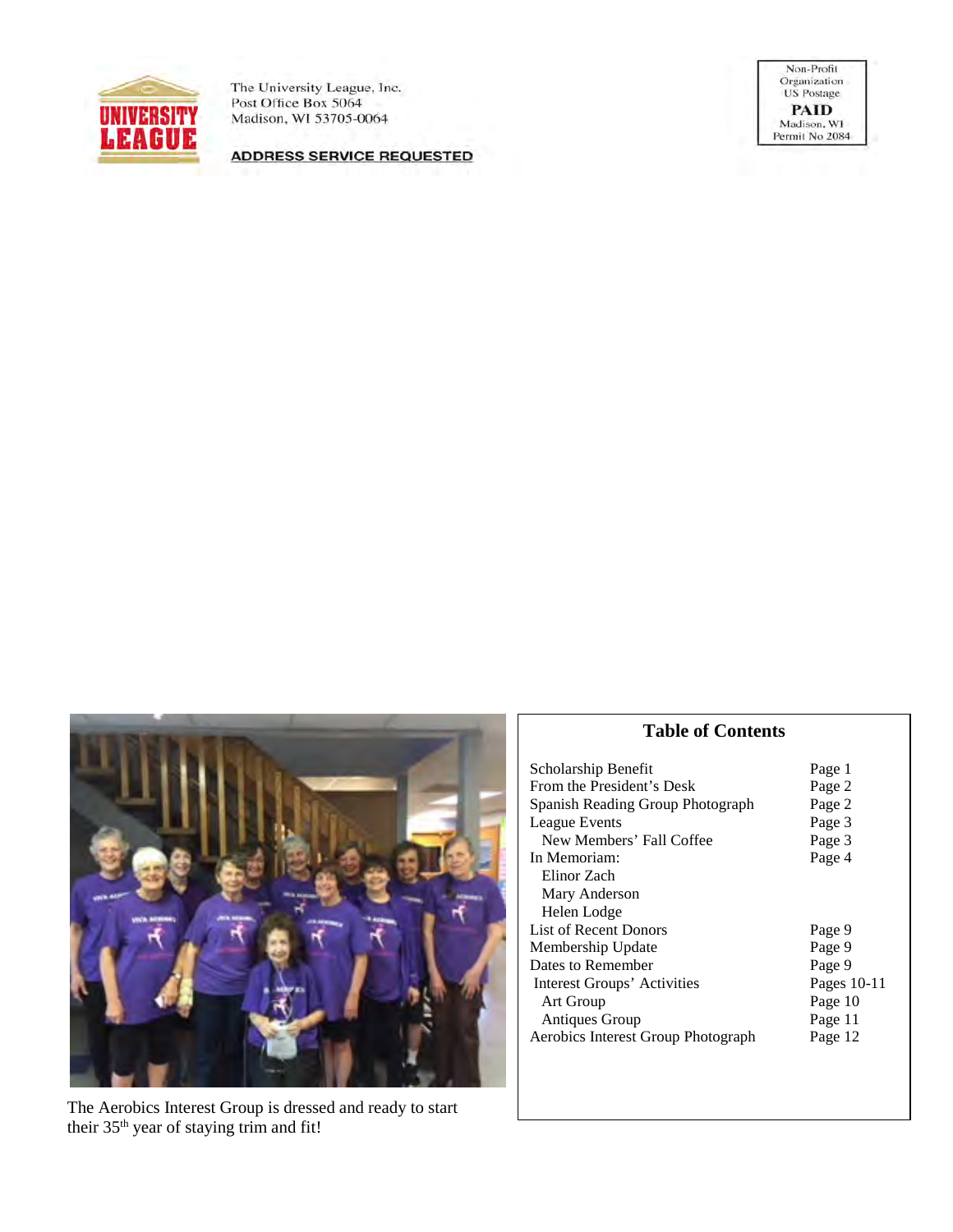The University League, Inc.
Post Office Box 5064
Madison, WI 53705-0064

ADDRESS SERVICE REQUESTED

Non-Profit
Organization
US Postage
PAID
Madison, WI
Permit No 2084

The Aerobics Interest Group is dressed and ready to start their 35th year of staying trim and fit!

## Table of Contents

| | |
|---|---|
| Scholarship Benefit | Page 1 |
| From the President's Desk | Page 2 |
| Spanish Reading Group Photograph | Page 2 |
| League Events | Page 3 |
| New Members' Fall Coffee | Page 3 |
| In Memoriam: | Page 4 |
| Elinor Zach | |
| Mary Anderson | |
| Helen Lodge | |
| List of Recent Donors | Page 9 |
| Membership Update | Page 9 |
| Dates to Remember | Page 9 |
| Interest Groups' Activities | Pages 10-11 |
| Art Group | Page 10 |
| Antiques Group | Page 11 |
| Aerobics Interest Group Photograph | Page 12 |